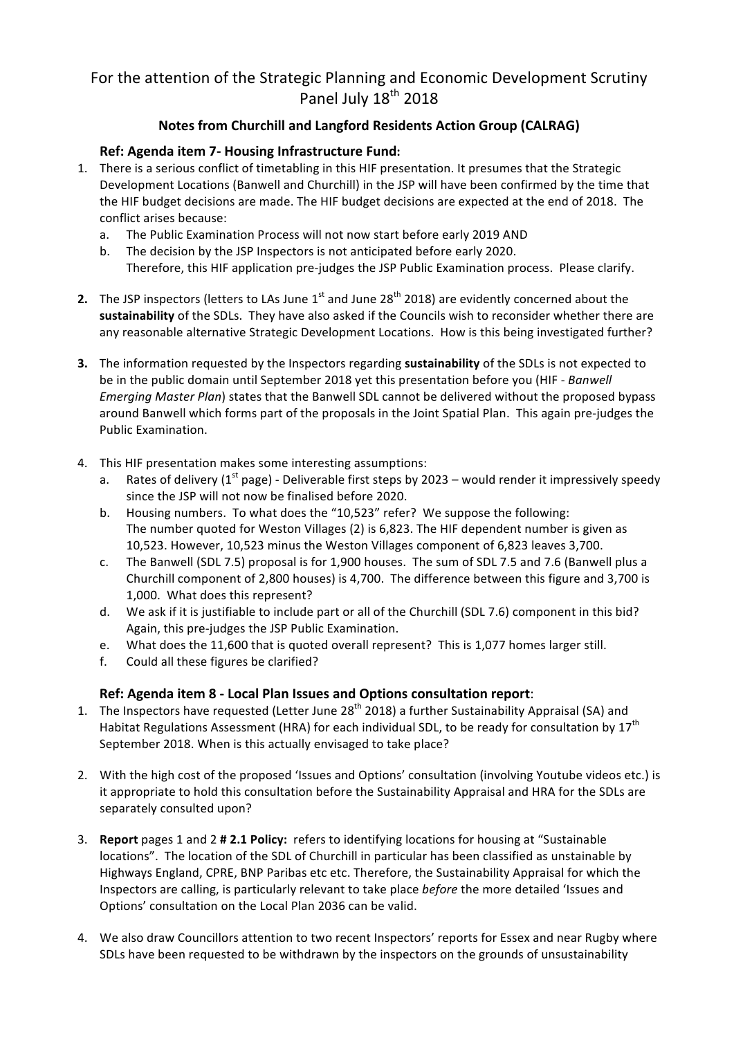# For the attention of the Strategic Planning and Economic Development Scrutiny Panel July 18th 2018

## Notes from Churchill and Langford Residents Action Group (CALRAG)

### Ref: Agenda item 7- Housing Infrastructure Fund:

1. There is a serious conflict of timetabling in this HIF presentation. It presumes that the Strategic Development Locations (Banwell and Churchill) in the JSP will have been confirmed by the time that the HIF budget decisions are made. The HIF budget decisions are expected at the end of 2018. The conflict arises because:
   a. The Public Examination Process will not now start before early 2019 AND
   b. The decision by the JSP Inspectors is not anticipated before early 2020.
   Therefore, this HIF application pre-judges the JSP Public Examination process. Please clarify.

2. The JSP inspectors (letters to LAs June 1st and June 28th 2018) are evidently concerned about the **sustainability** of the SDLs. They have also asked if the Councils wish to reconsider whether there are any reasonable alternative Strategic Development Locations. How is this being investigated further?

3. The information requested by the Inspectors regarding **sustainability** of the SDLs is not expected to be in the public domain until September 2018 yet this presentation before you (HIF - *Banwell Emerging Master Plan*) states that the Banwell SDL cannot be delivered without the proposed bypass around Banwell which forms part of the proposals in the Joint Spatial Plan. This again pre-judges the Public Examination.

4. This HIF presentation makes some interesting assumptions:
   a. Rates of delivery (1st page) - Deliverable first steps by 2023 – would render it impressively speedy since the JSP will not now be finalised before 2020.
   b. Housing numbers. To what does the "10,523" refer? We suppose the following:
   The number quoted for Weston Villages (2) is 6,823. The HIF dependent number is given as 10,523. However, 10,523 minus the Weston Villages component of 6,823 leaves 3,700.
   c. The Banwell (SDL 7.5) proposal is for 1,900 houses. The sum of SDL 7.5 and 7.6 (Banwell plus a Churchill component of 2,800 houses) is 4,700. The difference between this figure and 3,700 is 1,000. What does this represent?
   d. We ask if it is justifiable to include part or all of the Churchill (SDL 7.6) component in this bid? Again, this pre-judges the JSP Public Examination.
   e. What does the 11,600 that is quoted overall represent? This is 1,077 homes larger still.
   f. Could all these figures be clarified?

### Ref: Agenda item 8 - Local Plan Issues and Options consultation report:

1. The Inspectors have requested (Letter June 28th 2018) a further Sustainability Appraisal (SA) and Habitat Regulations Assessment (HRA) for each individual SDL, to be ready for consultation by 17th September 2018. When is this actually envisaged to take place?

2. With the high cost of the proposed 'Issues and Options' consultation (involving Youtube videos etc.) is it appropriate to hold this consultation before the Sustainability Appraisal and HRA for the SDLs are separately consulted upon?

3. **Report** pages 1 and 2 **# 2.1 Policy:** refers to identifying locations for housing at "Sustainable locations". The location of the SDL of Churchill in particular has been classified as unstainable by Highways England, CPRE, BNP Paribas etc etc. Therefore, the Sustainability Appraisal for which the Inspectors are calling, is particularly relevant to take place *before* the more detailed 'Issues and Options' consultation on the Local Plan 2036 can be valid.

4. We also draw Councillors attention to two recent Inspectors' reports for Essex and near Rugby where SDLs have been requested to be withdrawn by the inspectors on the grounds of unsustainability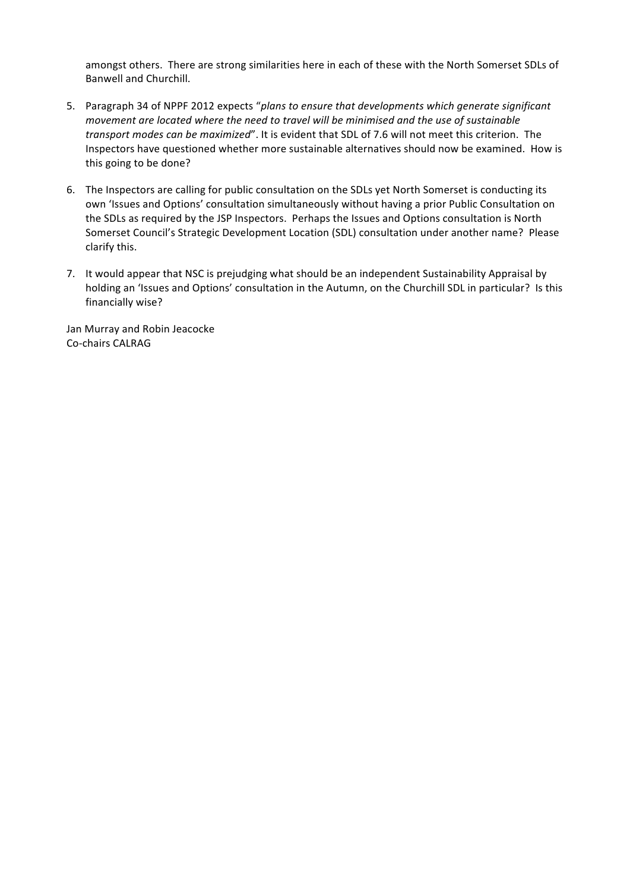amongst others. There are strong similarities here in each of these with the North Somerset SDLs of Banwell and Churchill.

5. Paragraph 34 of NPPF 2012 expects "*plans to ensure that developments which generate significant movement are located where the need to travel will be minimised and the use of sustainable transport modes can be maximized*". It is evident that SDL of 7.6 will not meet this criterion. The Inspectors have questioned whether more sustainable alternatives should now be examined. How is this going to be done?

6. The Inspectors are calling for public consultation on the SDLs yet North Somerset is conducting its own 'Issues and Options' consultation simultaneously without having a prior Public Consultation on the SDLs as required by the JSP Inspectors. Perhaps the Issues and Options consultation is North Somerset Council's Strategic Development Location (SDL) consultation under another name? Please clarify this.

7. It would appear that NSC is prejudging what should be an independent Sustainability Appraisal by holding an 'Issues and Options' consultation in the Autumn, on the Churchill SDL in particular? Is this financially wise?

Jan Murray and Robin Jeacocke
Co-chairs CALRAG